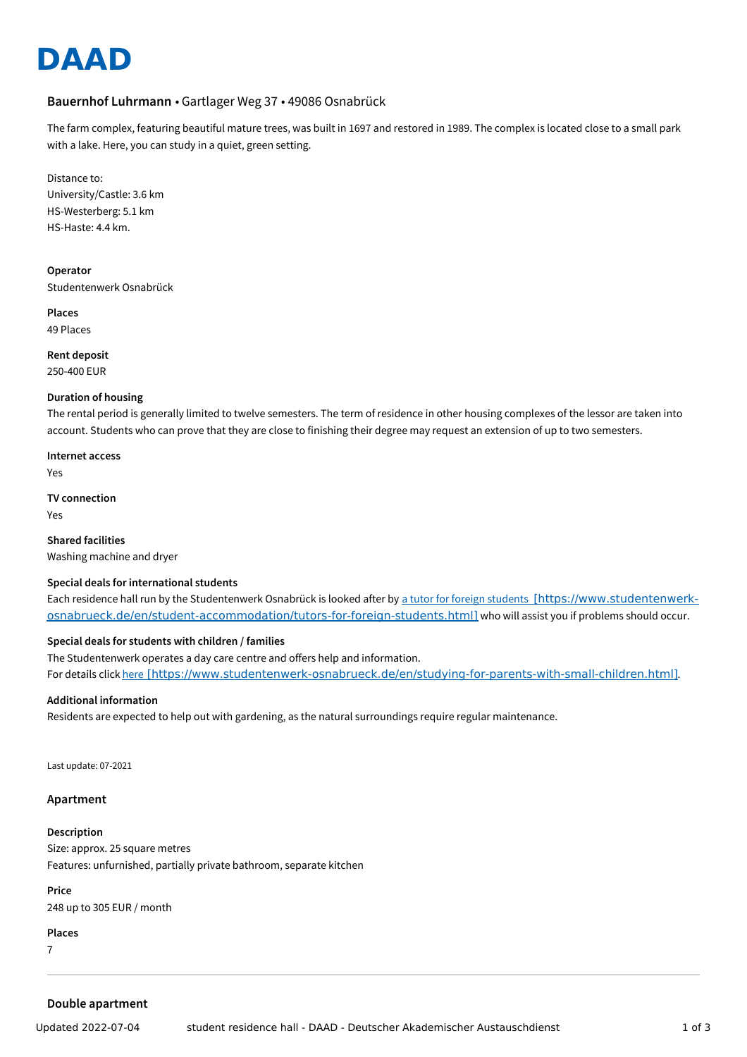# DAAD

**Bauernhof Luhrmann** • Gartlager Weg 37 • 49086 Osnabrück

The farm complex, featuring beautiful mature trees, was built in 1697 and restored in 1989. The complex is located close to a small park with a lake. Here, you can study in a quiet, green setting.

Distance to:
University/Castle: 3.6 km
HS-Westerberg: 5.1 km
HS-Haste: 4.4 km.

**Operator**
Studentenwerk Osnabrück

**Places**
49 Places

**Rent deposit**
250-400 EUR

**Duration of housing**
The rental period is generally limited to twelve semesters. The term of residence in other housing complexes of the lessor are taken into account. Students who can prove that they are close to finishing their degree may request an extension of up to two semesters.

**Internet access**
Yes

**TV connection**
Yes

**Shared facilities**
Washing machine and dryer

**Special deals for international students**
Each residence hall run by the Studentenwerk Osnabrück is looked after by a tutor for foreign students [https://www.studentenwerk-osnabrueck.de/en/student-accommodation/tutors-for-foreign-students.html] who will assist you if problems should occur.

**Special deals for students with children / families**
The Studentenwerk operates a day care centre and offers help and information.
For details click here [https://www.studentenwerk-osnabrueck.de/en/studying-for-parents-with-small-children.html].

**Additional information**
Residents are expected to help out with gardening, as the natural surroundings require regular maintenance.

Last update: 07-2021

### Apartment

**Description**
Size: approx. 25 square metres
Features: unfurnished, partially private bathroom, separate kitchen

**Price**
248 up to 305 EUR / month

**Places**
7

---

### Double apartment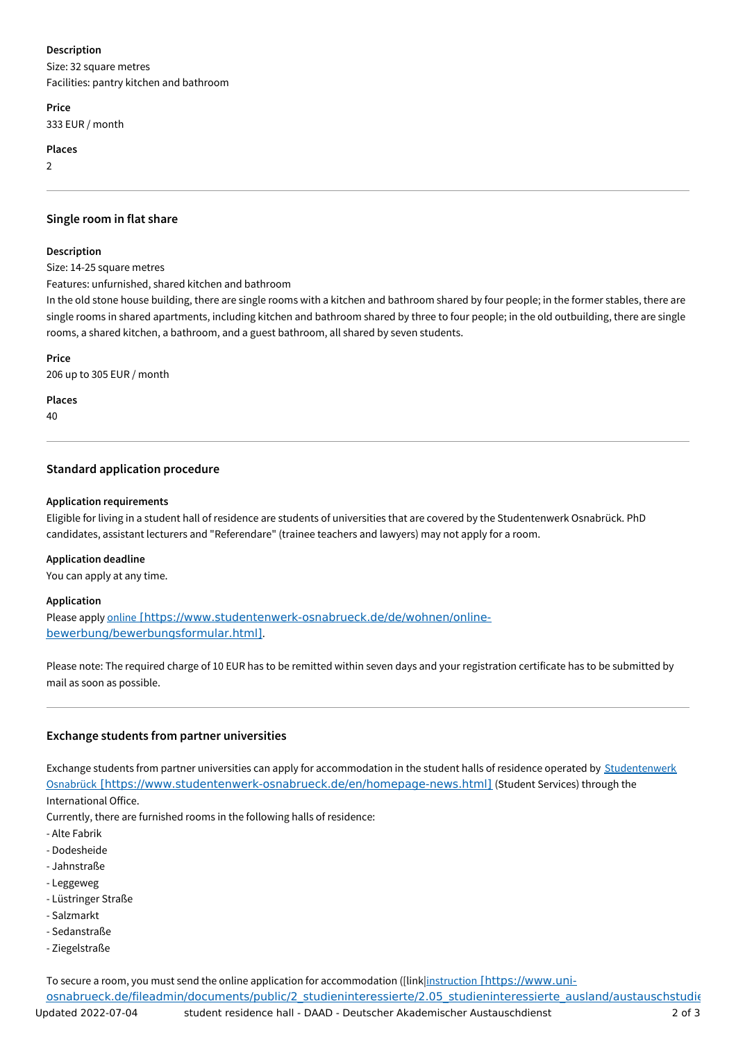**Description**
Size: 32 square metres
Facilities: pantry kitchen and bathroom

**Price**
333 EUR / month

**Places**
2

---

### Single room in flat share

**Description**
Size: 14-25 square metres
Features: unfurnished, shared kitchen and bathroom
In the old stone house building, there are single rooms with a kitchen and bathroom shared by four people; in the former stables, there are single rooms in shared apartments, including kitchen and bathroom shared by three to four people; in the old outbuilding, there are single rooms, a shared kitchen, a bathroom, and a guest bathroom, all shared by seven students.

**Price**
206 up to 305 EUR / month

**Places**
40

---

### Standard application procedure

**Application requirements**
Eligible for living in a student hall of residence are students of universities that are covered by the Studentenwerk Osnabrück. PhD candidates, assistant lecturers and "Referendare" (trainee teachers and lawyers) may not apply for a room.

**Application deadline**
You can apply at any time.

**Application**
Please apply online [https://www.studentenwerk-osnabrueck.de/de/wohnen/online-bewerbung/bewerbungsformular.html].

Please note: The required charge of 10 EUR has to be remitted within seven days and your registration certificate has to be submitted by mail as soon as possible.

---

### Exchange students from partner universities

Exchange students from partner universities can apply for accommodation in the student halls of residence operated by Studentenwerk Osnabrück [https://www.studentenwerk-osnabrueck.de/en/homepage-news.html] (Student Services) through the International Office.
Currently, there are furnished rooms in the following halls of residence:
- Alte Fabrik
- Dodesheide
- Jahnstraße
- Leggeweg
- Lüstringer Straße
- Salzmarkt
- Sedanstraße
- Ziegelstraße

To secure a room, you must send the online application for accommodation ([link|instruction [https://www.uni-osnabrueck.de/fileadmin/documents/public/2_studieninteressierte/2.05_studieninteressierte_ausland/austauschstudie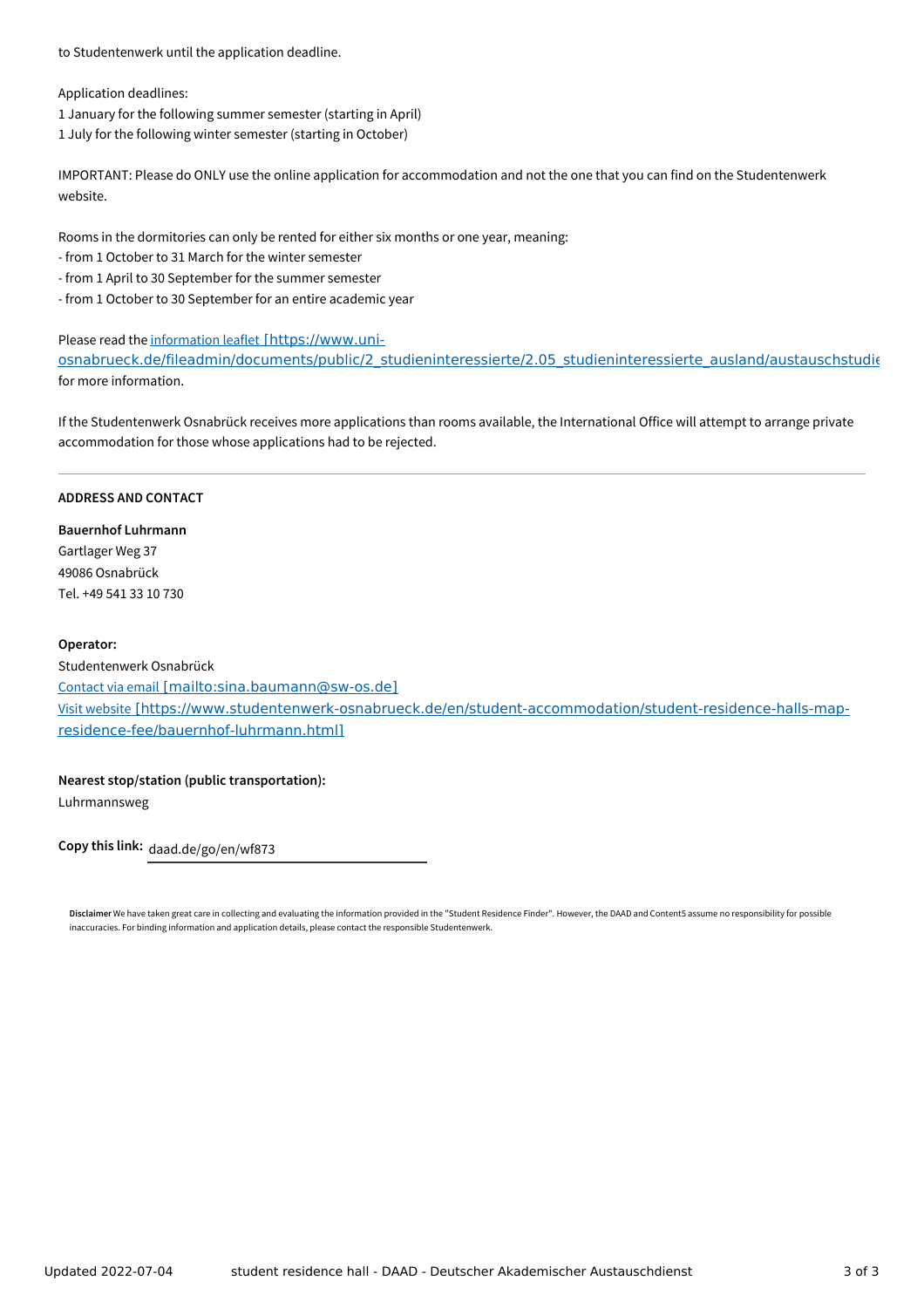to Studentenwerk until the application deadline.

Application deadlines:
1 January for the following summer semester (starting in April)
1 July for the following winter semester (starting in October)

IMPORTANT: Please do ONLY use the online application for accommodation and not the one that you can find on the Studentenwerk website.

Rooms in the dormitories can only be rented for either six months or one year, meaning:
- from 1 October to 31 March for the winter semester
- from 1 April to 30 September for the summer semester
- from 1 October to 30 September for an entire academic year

Please read the information leaflet [https://www.uni-osnabrueck.de/fileadmin/documents/public/2_studieninteressierte/2.05_studieninteressierte_ausland/austauschstudie for more information.

If the Studentenwerk Osnabrück receives more applications than rooms available, the International Office will attempt to arrange private accommodation for those whose applications had to be rejected.

---

**ADDRESS AND CONTACT**

**Bauernhof Luhrmann**
Gartlager Weg 37
49086 Osnabrück
Tel. +49 541 33 10 730

**Operator:**
Studentenwerk Osnabrück
Contact via email [mailto:sina.baumann@sw-os.de]
Visit website [https://www.studentenwerk-osnabrueck.de/en/student-accommodation/student-residence-halls-map-residence-fee/bauernhof-luhrmann.html]

**Nearest stop/station (public transportation):**
Luhrmannsweg

**Copy this link:** daad.de/go/en/wf873

**Disclaimer** We have taken great care in collecting and evaluating the information provided in the "Student Residence Finder". However, the DAAD and Content5 assume no responsibility for possible inaccuracies. For binding information and application details, please contact the responsible Studentenwerk.